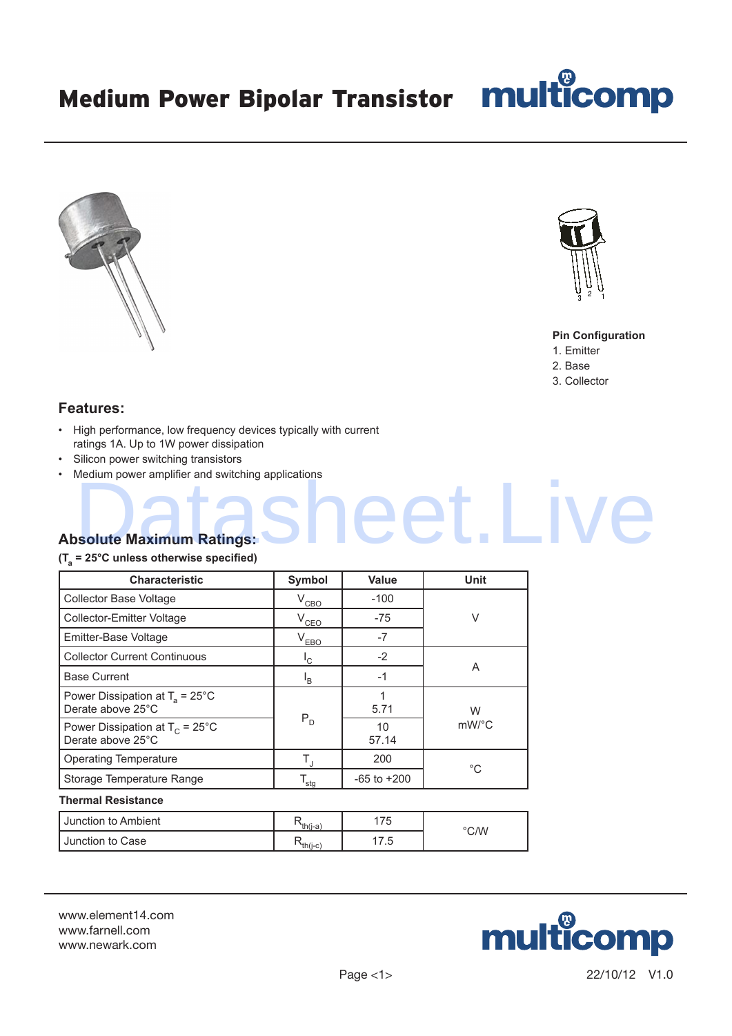# Medium Power Bipolar Transistor

**Pin Configuration**

1. Emitter
2. Base
3. Collector

## Features:

- High performance, low frequency devices typically with current ratings 1A. Up to 1W power dissipation
- Silicon power switching transistors
- Medium power amplifier and switching applications

## Absolute Maximum Ratings:

**($T_a$ = 25°C unless otherwise specified)**

| Characteristic | Symbol | Value | Unit |
|---|---|---|---|
| Collector Base Voltage | $V_{CBO}$ | -100 | V |
| Collector-Emitter Voltage | $V_{CEO}$ | -75 | |
| Emitter-Base Voltage | $V_{EBO}$ | -7 | |
| Collector Current Continuous | $I_C$ | -2 | A |
| Base Current | $I_B$ | -1 | |
| Power Dissipation at $T_a$ = 25°C<br>Derate above 25°C | $P_D$ | 1<br>5.71 | W<br>mW/°C |
| Power Dissipation at $T_C$ = 25°C<br>Derate above 25°C | | 10<br>57.14 | |
| Operating Temperature | $T_J$ | 200 | °C |
| Storage Temperature Range | $T_{stg}$ | -65 to +200 | |

**Thermal Resistance**

| Characteristic | Symbol | Value | Unit |
|---|---|---|---|
| Junction to Ambient | $R_{th(j-a)}$ | 175 | °C/W |
| Junction to Case | $R_{th(j-c)}$ | 17.5 | |

www.element14.com
www.farnell.com
www.newark.com

22/10/12 V1.0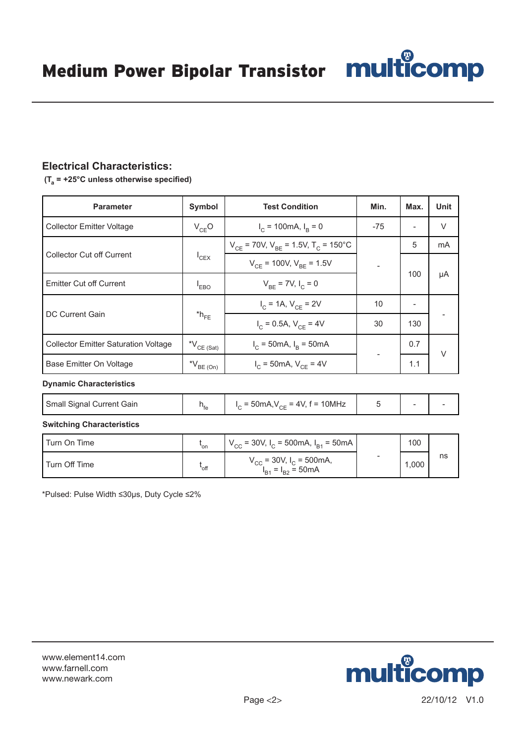## Electrical Characteristics:

**($T_a$ = +25°C unless otherwise specified)**

| Parameter | Symbol | Test Condition | Min. | Max. | Unit |
|---|---|---|---|---|---|
| Collector Emitter Voltage | $V_{CEO}$ | $I_C$ = 100mA, $I_B$ = 0 | -75 | - | V |
| Collector Cut off Current | $I_{CEX}$ | $V_{CE}$ = 70V, $V_{BE}$ = 1.5V, $T_C$ = 150°C | - | 5 | mA |
| | | $V_{CE}$ = 100V, $V_{BE}$ = 1.5V | | 100 | µA |
| Emitter Cut off Current | $I_{EBO}$ | $V_{BE}$ = 7V, $I_C$ = 0 | | | |
| DC Current Gain | *$h_{FE}$ | $I_C$ = 1A, $V_{CE}$ = 2V | 10 | - | - |
| | | $I_C$ = 0.5A, $V_{CE}$ = 4V | 30 | 130 | |
| Collector Emitter Saturation Voltage | *$V_{CE\ (Sat)}$ | $I_C$ = 50mA, $I_B$ = 50mA | - | 0.7 | V |
| Base Emitter On Voltage | *$V_{BE\ (On)}$ | $I_C$ = 50mA, $V_{CE}$ = 4V | | 1.1 | |

**Dynamic Characteristics**

| Parameter | Symbol | Test Condition | Min. | Max. | Unit |
|---|---|---|---|---|---|
| Small Signal Current Gain | $h_{fe}$ | $I_C$ = 50mA, $V_{CE}$ = 4V, f = 10MHz | 5 | - | - |

**Switching Characteristics**

| Parameter | Symbol | Test Condition | Min. | Max. | Unit |
|---|---|---|---|---|---|
| Turn On Time | $t_{on}$ | $V_{CC}$ = 30V, $I_C$ = 500mA, $I_{B1}$ = 50mA | - | 100 | ns |
| Turn Off Time | $t_{off}$ | $V_{CC}$ = 30V, $I_C$ = 500mA, $I_{B1}$ = $I_{B2}$ = 50mA | | 1,000 | |

*Pulsed: Pulse Width ≤30µs, Duty Cycle ≤2%

www.element14.com
www.farnell.com
www.newark.com

22/10/12 V1.0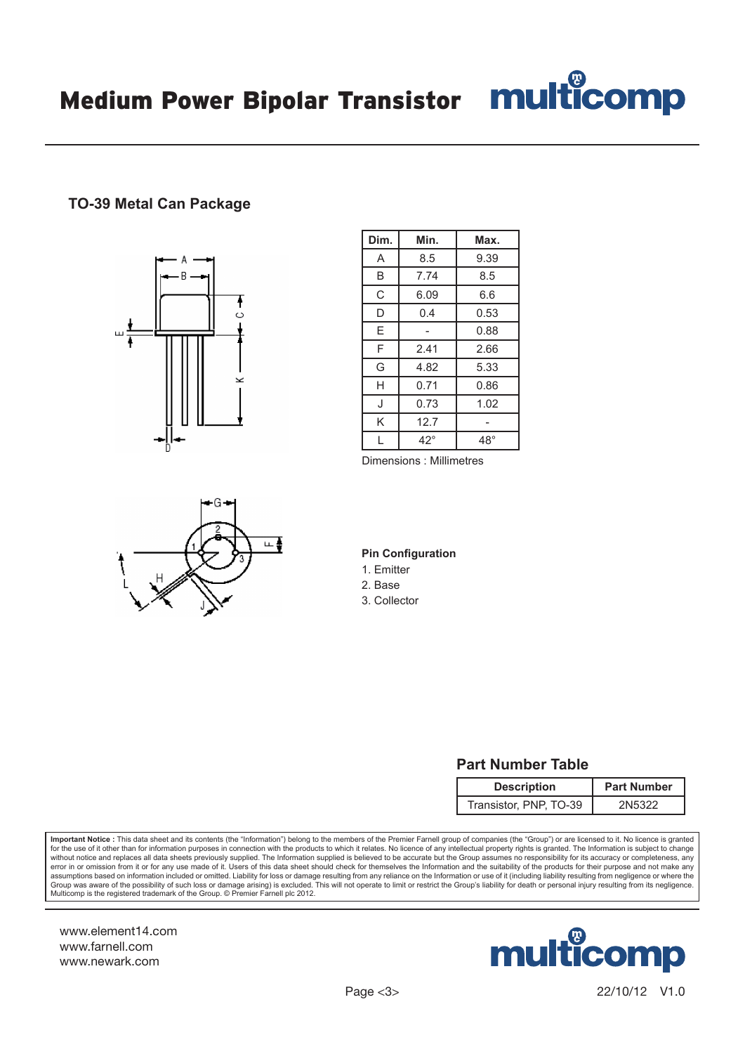# Medium Power Bipolar Transistor

## TO-39 Metal Can Package

| Dim. | Min. | Max. |
|---|---|---|
| A | 8.5 | 9.39 |
| B | 7.74 | 8.5 |
| C | 6.09 | 6.6 |
| D | 0.4 | 0.53 |
| E | - | 0.88 |
| F | 2.41 | 2.66 |
| G | 4.82 | 5.33 |
| H | 0.71 | 0.86 |
| J | 0.73 | 1.02 |
| K | 12.7 | - |
| L | 42° | 48° |

Dimensions : Millimetres

**Pin Configuration**

1. Emitter
2. Base
3. Collector

## Part Number Table

| Description | Part Number |
|---|---|
| Transistor, PNP, TO-39 | 2N5322 |

**Important Notice :** This data sheet and its contents (the "Information") belong to the members of the Premier Farnell group of companies (the "Group") or are licensed to it. No licence is granted for the use of it other than for information purposes in connection with the products to which it relates. No licence of any intellectual property rights is granted. The Information is subject to change without notice and replaces all data sheets previously supplied. The Information supplied is believed to be accurate but the Group assumes no responsibility for its accuracy or completeness, any error in or omission from it or for any use made of it. Users of this data sheet should check for themselves the Information and the suitability of the products for their purpose and not make any assumptions based on information included or omitted. Liability for loss or damage resulting from any reliance on the Information or use of it (including liability resulting from negligence or where the Group was aware of the possibility of such loss or damage arising) is excluded. This will not operate to limit or restrict the Group's liability for death or personal injury resulting from its negligence. Multicomp is the registered trademark of the Group. © Premier Farnell plc 2012.

www.element14.com
www.farnell.com
www.newark.com

22/10/12 V1.0